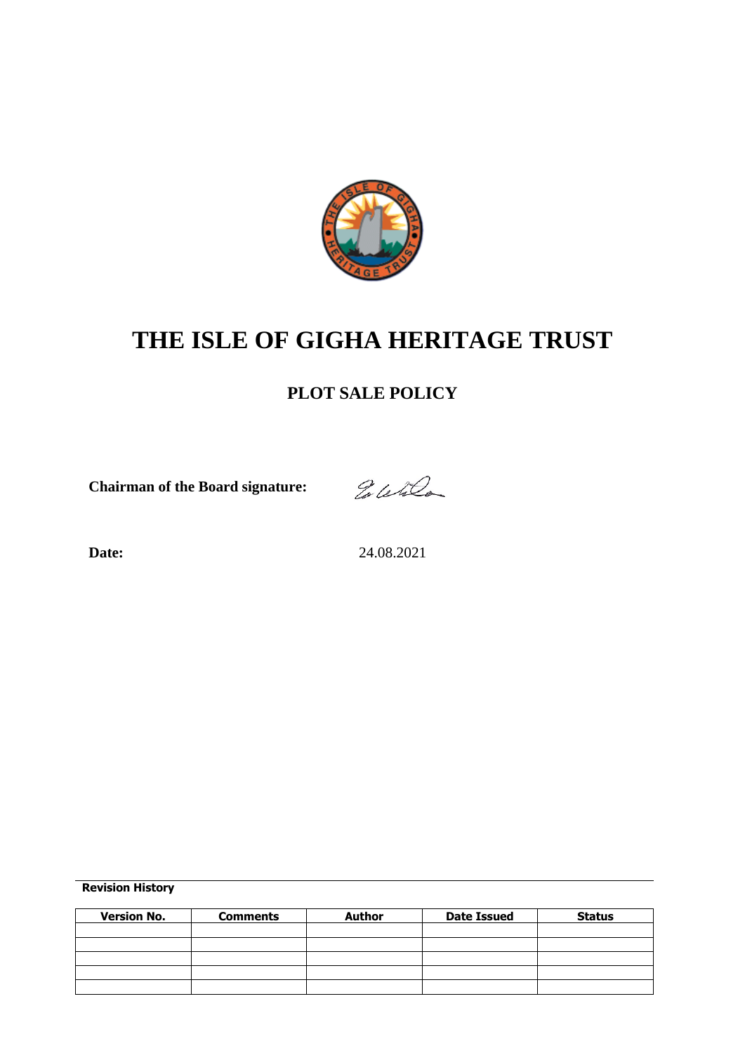# THE ISLE OF GIGHA HERITAGE TRUST

## PLOT SALE POLICY

**Chairman of the Board signature:**

**Date:** 24.08.2021

**Revision History**

| Version No. | Comments | Author | Date Issued | Status |
|---|---|---|---|---|
| | | | | |
| | | | | |
| | | | | |
| | | | | |
| | | | | |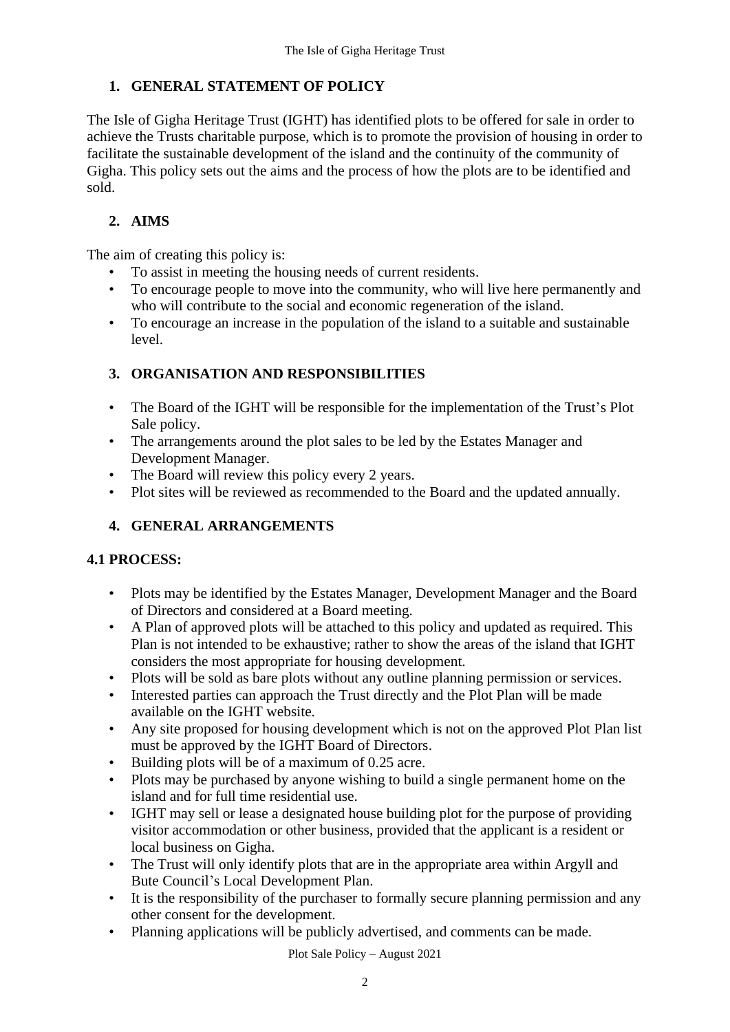## 1. GENERAL STATEMENT OF POLICY

The Isle of Gigha Heritage Trust (IGHT) has identified plots to be offered for sale in order to achieve the Trusts charitable purpose, which is to promote the provision of housing in order to facilitate the sustainable development of the island and the continuity of the community of Gigha. This policy sets out the aims and the process of how the plots are to be identified and sold.

## 2. AIMS

The aim of creating this policy is:

- To assist in meeting the housing needs of current residents.
- To encourage people to move into the community, who will live here permanently and who will contribute to the social and economic regeneration of the island.
- To encourage an increase in the population of the island to a suitable and sustainable level.

## 3. ORGANISATION AND RESPONSIBILITIES

- The Board of the IGHT will be responsible for the implementation of the Trust's Plot Sale policy.
- The arrangements around the plot sales to be led by the Estates Manager and Development Manager.
- The Board will review this policy every 2 years.
- Plot sites will be reviewed as recommended to the Board and the updated annually.

## 4. GENERAL ARRANGEMENTS

### 4.1 PROCESS:

- Plots may be identified by the Estates Manager, Development Manager and the Board of Directors and considered at a Board meeting.
- A Plan of approved plots will be attached to this policy and updated as required. This Plan is not intended to be exhaustive; rather to show the areas of the island that IGHT considers the most appropriate for housing development.
- Plots will be sold as bare plots without any outline planning permission or services.
- Interested parties can approach the Trust directly and the Plot Plan will be made available on the IGHT website.
- Any site proposed for housing development which is not on the approved Plot Plan list must be approved by the IGHT Board of Directors.
- Building plots will be of a maximum of 0.25 acre.
- Plots may be purchased by anyone wishing to build a single permanent home on the island and for full time residential use.
- IGHT may sell or lease a designated house building plot for the purpose of providing visitor accommodation or other business, provided that the applicant is a resident or local business on Gigha.
- The Trust will only identify plots that are in the appropriate area within Argyll and Bute Council's Local Development Plan.
- It is the responsibility of the purchaser to formally secure planning permission and any other consent for the development.
- Planning applications will be publicly advertised, and comments can be made.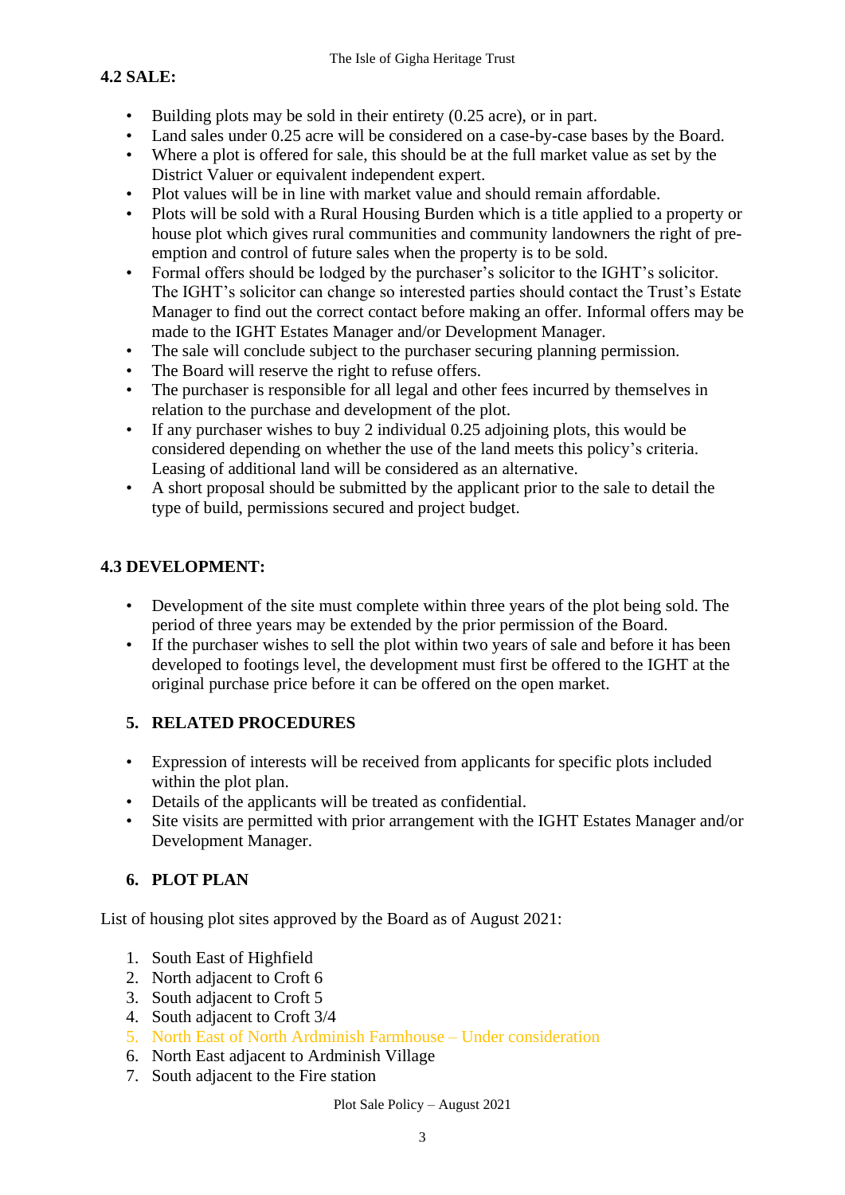### 4.2 SALE:

- Building plots may be sold in their entirety (0.25 acre), or in part.
- Land sales under 0.25 acre will be considered on a case-by-case bases by the Board.
- Where a plot is offered for sale, this should be at the full market value as set by the District Valuer or equivalent independent expert.
- Plot values will be in line with market value and should remain affordable.
- Plots will be sold with a Rural Housing Burden which is a title applied to a property or house plot which gives rural communities and community landowners the right of pre-emption and control of future sales when the property is to be sold.
- Formal offers should be lodged by the purchaser's solicitor to the IGHT's solicitor. The IGHT's solicitor can change so interested parties should contact the Trust's Estate Manager to find out the correct contact before making an offer. Informal offers may be made to the IGHT Estates Manager and/or Development Manager.
- The sale will conclude subject to the purchaser securing planning permission.
- The Board will reserve the right to refuse offers.
- The purchaser is responsible for all legal and other fees incurred by themselves in relation to the purchase and development of the plot.
- If any purchaser wishes to buy 2 individual 0.25 adjoining plots, this would be considered depending on whether the use of the land meets this policy's criteria. Leasing of additional land will be considered as an alternative.
- A short proposal should be submitted by the applicant prior to the sale to detail the type of build, permissions secured and project budget.

### 4.3 DEVELOPMENT:

- Development of the site must complete within three years of the plot being sold. The period of three years may be extended by the prior permission of the Board.
- If the purchaser wishes to sell the plot within two years of sale and before it has been developed to footings level, the development must first be offered to the IGHT at the original purchase price before it can be offered on the open market.

## 5. RELATED PROCEDURES

- Expression of interests will be received from applicants for specific plots included within the plot plan.
- Details of the applicants will be treated as confidential.
- Site visits are permitted with prior arrangement with the IGHT Estates Manager and/or Development Manager.

## 6. PLOT PLAN

List of housing plot sites approved by the Board as of August 2021:

1. South East of Highfield
2. North adjacent to Croft 6
3. South adjacent to Croft 5
4. South adjacent to Croft 3/4
5. North East of North Ardminish Farmhouse – Under consideration
6. North East adjacent to Ardminish Village
7. South adjacent to the Fire station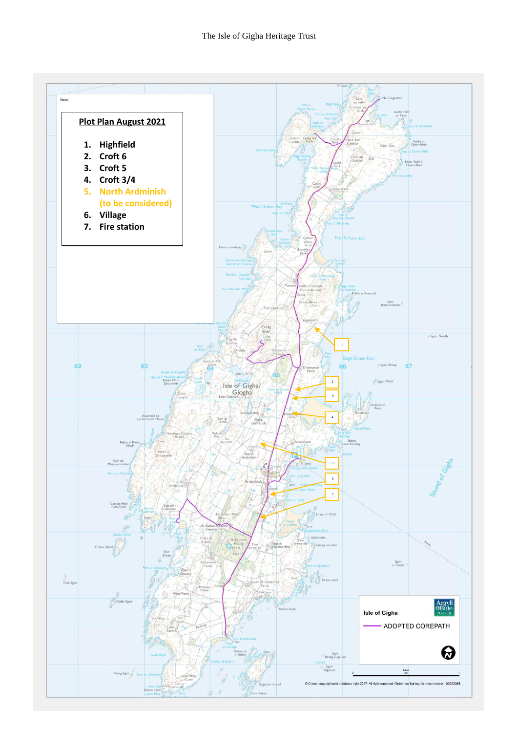The Isle of Gigha Heritage Trust

Notes

**Plot Plan August 2021**

1. **Highfield**
2. **Croft 6**
3. **Croft 5**
4. **Croft 3/4**
5. **North Ardminish (to be considered)**
6. **Village**
7. **Fire station**

Isle of Gigha

ADOPTED COREPATH

© Crown copyright and database right 2017. All rights reserved. Ordnance Survey Licence number 100023368